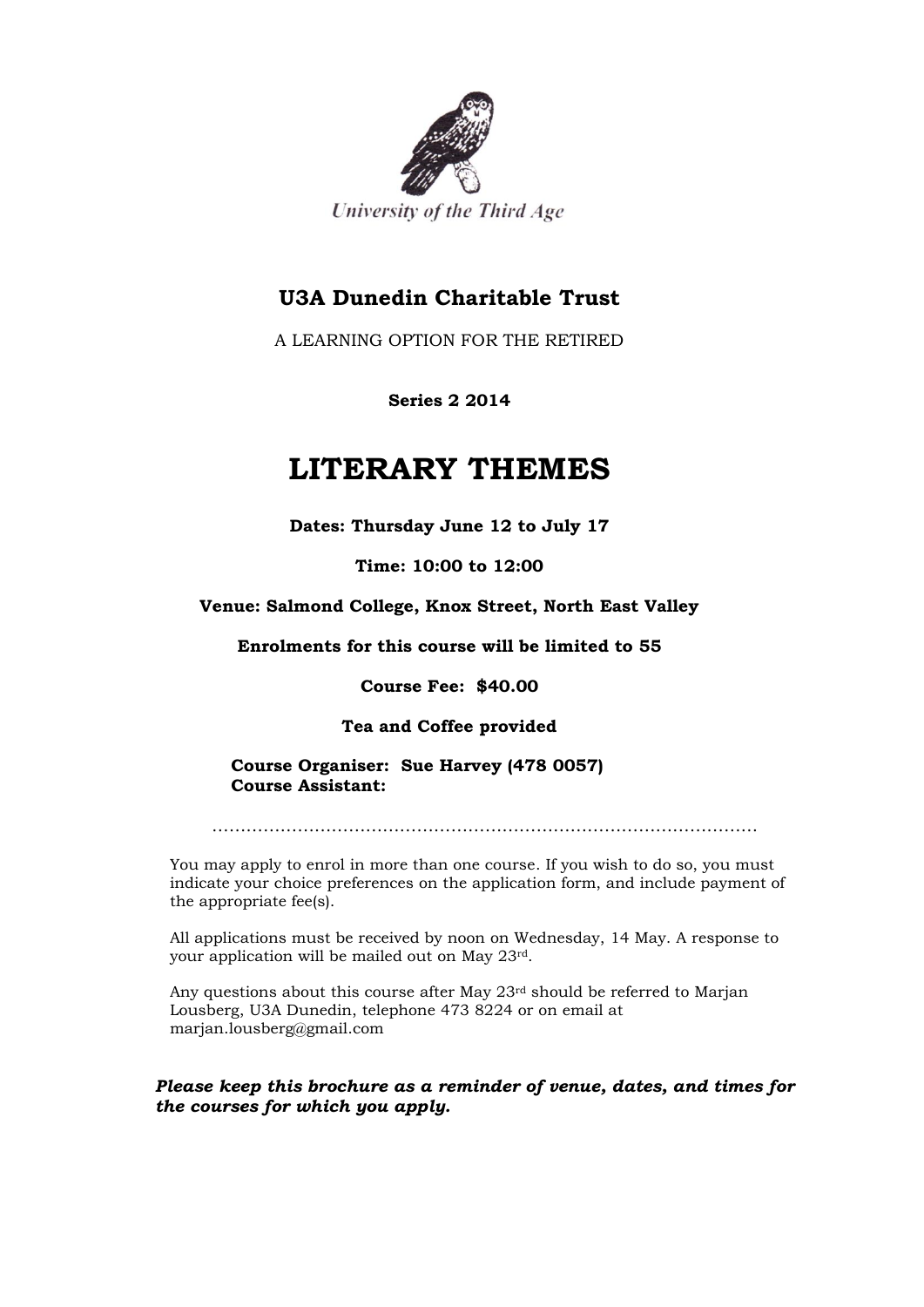University of the Third Age

## U3A Dunedin Charitable Trust

A LEARNING OPTION FOR THE RETIRED

**Series 2 2014**

# LITERARY THEMES

**Dates: Thursday June 12 to July 17**

**Time: 10:00 to 12:00**

**Venue: Salmond College, Knox Street, North East Valley**

**Enrolments for this course will be limited to 55**

**Course Fee: $40.00**

**Tea and Coffee provided**

**Course Organiser: Sue Harvey (478 0057)**
**Course Assistant:**

……………………………………………………………………………………

You may apply to enrol in more than one course. If you wish to do so, you must indicate your choice preferences on the application form, and include payment of the appropriate fee(s).

All applications must be received by noon on Wednesday, 14 May. A response to your application will be mailed out on May 23rd.

Any questions about this course after May 23rd should be referred to Marjan Lousberg, U3A Dunedin, telephone 473 8224 or on email at marjan.lousberg@gmail.com

***Please keep this brochure as a reminder of venue, dates, and times for the courses for which you apply.***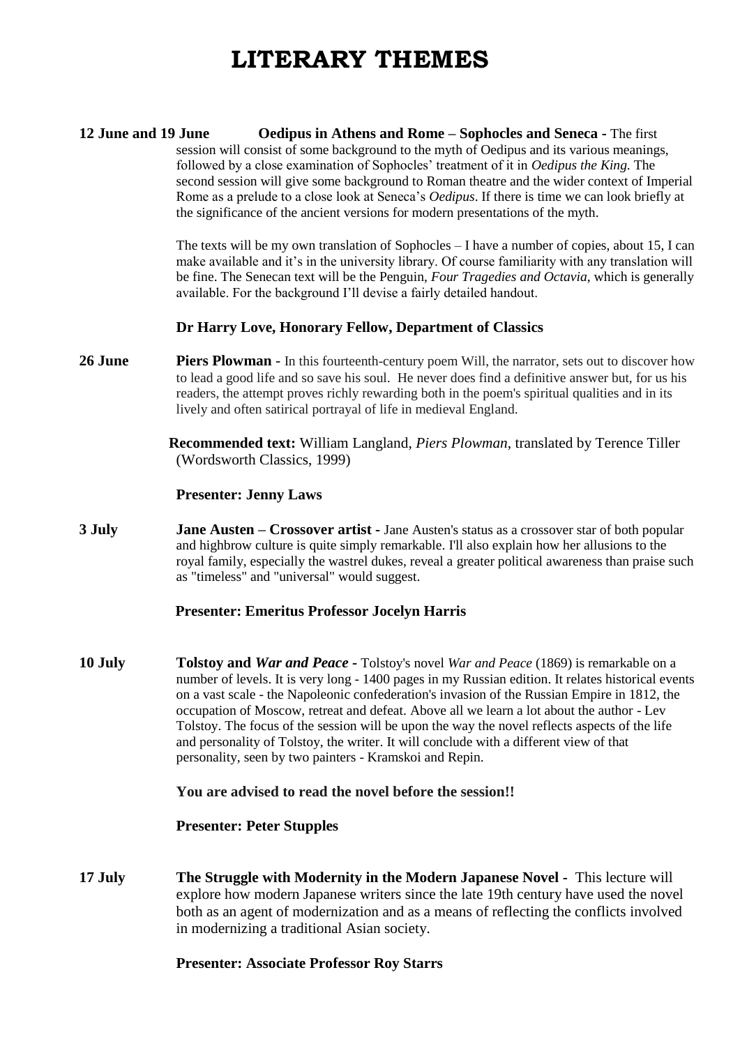# LITERARY THEMES

**12 June and 19 June** **Oedipus in Athens and Rome – Sophocles and Seneca -** The first session will consist of some background to the myth of Oedipus and its various meanings, followed by a close examination of Sophocles' treatment of it in *Oedipus the King.* The second session will give some background to Roman theatre and the wider context of Imperial Rome as a prelude to a close look at Seneca's *Oedipus*. If there is time we can look briefly at the significance of the ancient versions for modern presentations of the myth.

The texts will be my own translation of Sophocles – I have a number of copies, about 15, I can make available and it's in the university library. Of course familiarity with any translation will be fine. The Senecan text will be the Penguin, *Four Tragedies and Octavia*, which is generally available. For the background I'll devise a fairly detailed handout.

**Dr Harry Love, Honorary Fellow, Department of Classics**

**26 June** **Piers Plowman** - In this fourteenth-century poem Will, the narrator, sets out to discover how to lead a good life and so save his soul. He never does find a definitive answer but, for us his readers, the attempt proves richly rewarding both in the poem's spiritual qualities and in its lively and often satirical portrayal of life in medieval England.

**Recommended text:** William Langland, *Piers Plowman*, translated by Terence Tiller (Wordsworth Classics, 1999)

**Presenter: Jenny Laws**

**3 July** **Jane Austen – Crossover artist -** Jane Austen's status as a crossover star of both popular and highbrow culture is quite simply remarkable. I'll also explain how her allusions to the royal family, especially the wastrel dukes, reveal a greater political awareness than praise such as "timeless" and "universal" would suggest.

**Presenter: Emeritus Professor Jocelyn Harris**

**10 July** **Tolstoy and *War and Peace* -** Tolstoy's novel *War and Peace* (1869) is remarkable on a number of levels. It is very long - 1400 pages in my Russian edition. It relates historical events on a vast scale - the Napoleonic confederation's invasion of the Russian Empire in 1812, the occupation of Moscow, retreat and defeat. Above all we learn a lot about the author - Lev Tolstoy. The focus of the session will be upon the way the novel reflects aspects of the life and personality of Tolstoy, the writer. It will conclude with a different view of that personality, seen by two painters - Kramskoi and Repin.

**You are advised to read the novel before the session!!**

**Presenter: Peter Stupples**

**17 July** **The Struggle with Modernity in the Modern Japanese Novel -** This lecture will explore how modern Japanese writers since the late 19th century have used the novel both as an agent of modernization and as a means of reflecting the conflicts involved in modernizing a traditional Asian society.

**Presenter: Associate Professor Roy Starrs**